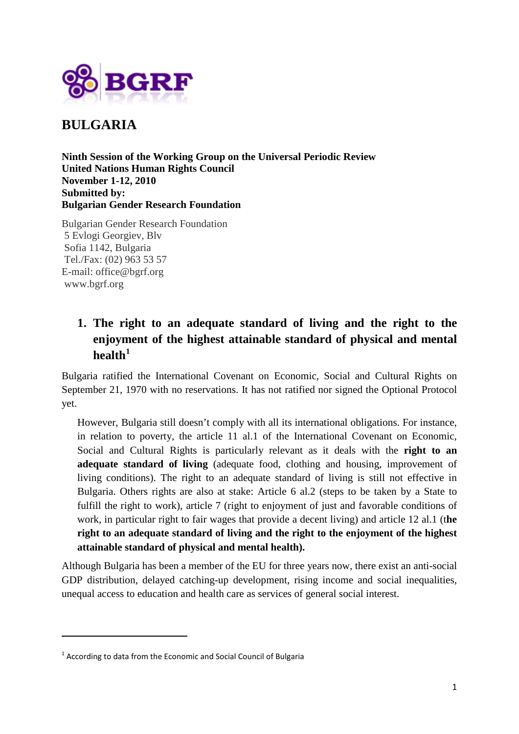BGRF

# BULGARIA

**Ninth Session of the Working Group on the Universal Periodic Review**
**United Nations Human Rights Council**
**November 1-12, 2010**
**Submitted by:**
**Bulgarian Gender Research Foundation**

Bulgarian Gender Research Foundation
5 Evlogi Georgiev, Blv
Sofia 1142, Bulgaria
Tel./Fax: (02) 963 53 57
E-mail: office@bgrf.org
www.bgrf.org

## 1. The right to an adequate standard of living and the right to the enjoyment of the highest attainable standard of physical and mental health[1]

Bulgaria ratified the International Covenant on Economic, Social and Cultural Rights on September 21, 1970 with no reservations. It has not ratified nor signed the Optional Protocol yet.

However, Bulgaria still doesn't comply with all its international obligations. For instance, in relation to poverty, the article 11 al.1 of the International Covenant on Economic, Social and Cultural Rights is particularly relevant as it deals with the **right to an adequate standard of living** (adequate food, clothing and housing, improvement of living conditions). The right to an adequate standard of living is still not effective in Bulgaria. Others rights are also at stake: Article 6 al.2 (steps to be taken by a State to fulfill the right to work), article 7 (right to enjoyment of just and favorable conditions of work, in particular right to fair wages that provide a decent living) and article 12 al.1 (t**he right to an adequate standard of living and the right to the enjoyment of the highest attainable standard of physical and mental health).**

Although Bulgaria has been a member of the EU for three years now, there exist an anti-social GDP distribution, delayed catching-up development, rising income and social inequalities, unequal access to education and health care as services of general social interest.

[1] According to data from the Economic and Social Council of Bulgaria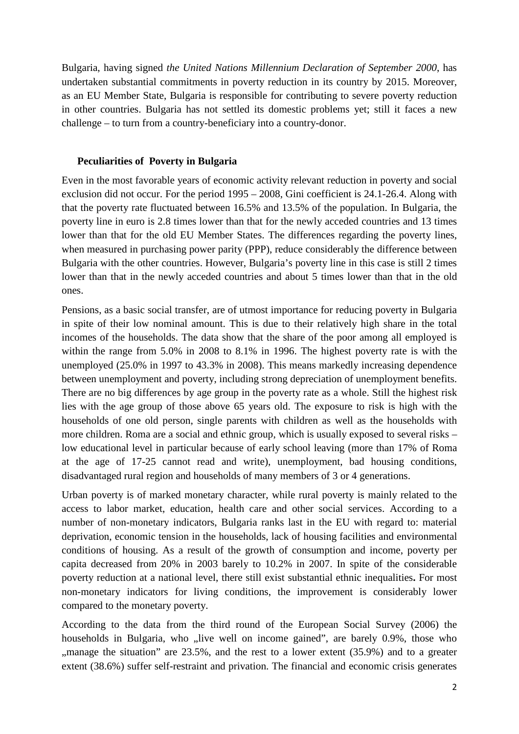Bulgaria, having signed *the United Nations Millennium Declaration of September 2000,* has undertaken substantial commitments in poverty reduction in its country by 2015. Moreover, as an EU Member State, Bulgaria is responsible for contributing to severe poverty reduction in other countries. Bulgaria has not settled its domestic problems yet; still it faces a new challenge – to turn from a country-beneficiary into a country-donor.

## Peculiarities of Poverty in Bulgaria

Even in the most favorable years of economic activity relevant reduction in poverty and social exclusion did not occur. For the period 1995 – 2008, Gini coefficient is 24.1-26.4. Along with that the poverty rate fluctuated between 16.5% and 13.5% of the population. In Bulgaria, the poverty line in euro is 2.8 times lower than that for the newly acceded countries and 13 times lower than that for the old EU Member States. The differences regarding the poverty lines, when measured in purchasing power parity (PPP), reduce considerably the difference between Bulgaria with the other countries. However, Bulgaria's poverty line in this case is still 2 times lower than that in the newly acceded countries and about 5 times lower than that in the old ones.

Pensions, as a basic social transfer, are of utmost importance for reducing poverty in Bulgaria in spite of their low nominal amount. This is due to their relatively high share in the total incomes of the households. The data show that the share of the poor among all employed is within the range from 5.0% in 2008 to 8.1% in 1996. The highest poverty rate is with the unemployed (25.0% in 1997 to 43.3% in 2008). This means markedly increasing dependence between unemployment and poverty, including strong depreciation of unemployment benefits. There are no big differences by age group in the poverty rate as a whole. Still the highest risk lies with the age group of those above 65 years old. The exposure to risk is high with the households of one old person, single parents with children as well as the households with more children. Roma are a social and ethnic group, which is usually exposed to several risks – low educational level in particular because of early school leaving (more than 17% of Roma at the age of 17-25 cannot read and write), unemployment, bad housing conditions, disadvantaged rural region and households of many members of 3 or 4 generations.

Urban poverty is of marked monetary character, while rural poverty is mainly related to the access to labor market, education, health care and other social services. According to a number of non-monetary indicators, Bulgaria ranks last in the EU with regard to: material deprivation, economic tension in the households, lack of housing facilities and environmental conditions of housing. As a result of the growth of consumption and income, poverty per capita decreased from 20% in 2003 barely to 10.2% in 2007. In spite of the considerable poverty reduction at a national level, there still exist substantial ethnic inequalities**.** For most non-monetary indicators for living conditions, the improvement is considerably lower compared to the monetary poverty.

According to the data from the third round of the European Social Survey (2006) the households in Bulgaria, who „live well on income gained", are barely 0.9%, those who „manage the situation" are 23.5%, and the rest to a lower extent (35.9%) and to a greater extent (38.6%) suffer self-restraint and privation. The financial and economic crisis generates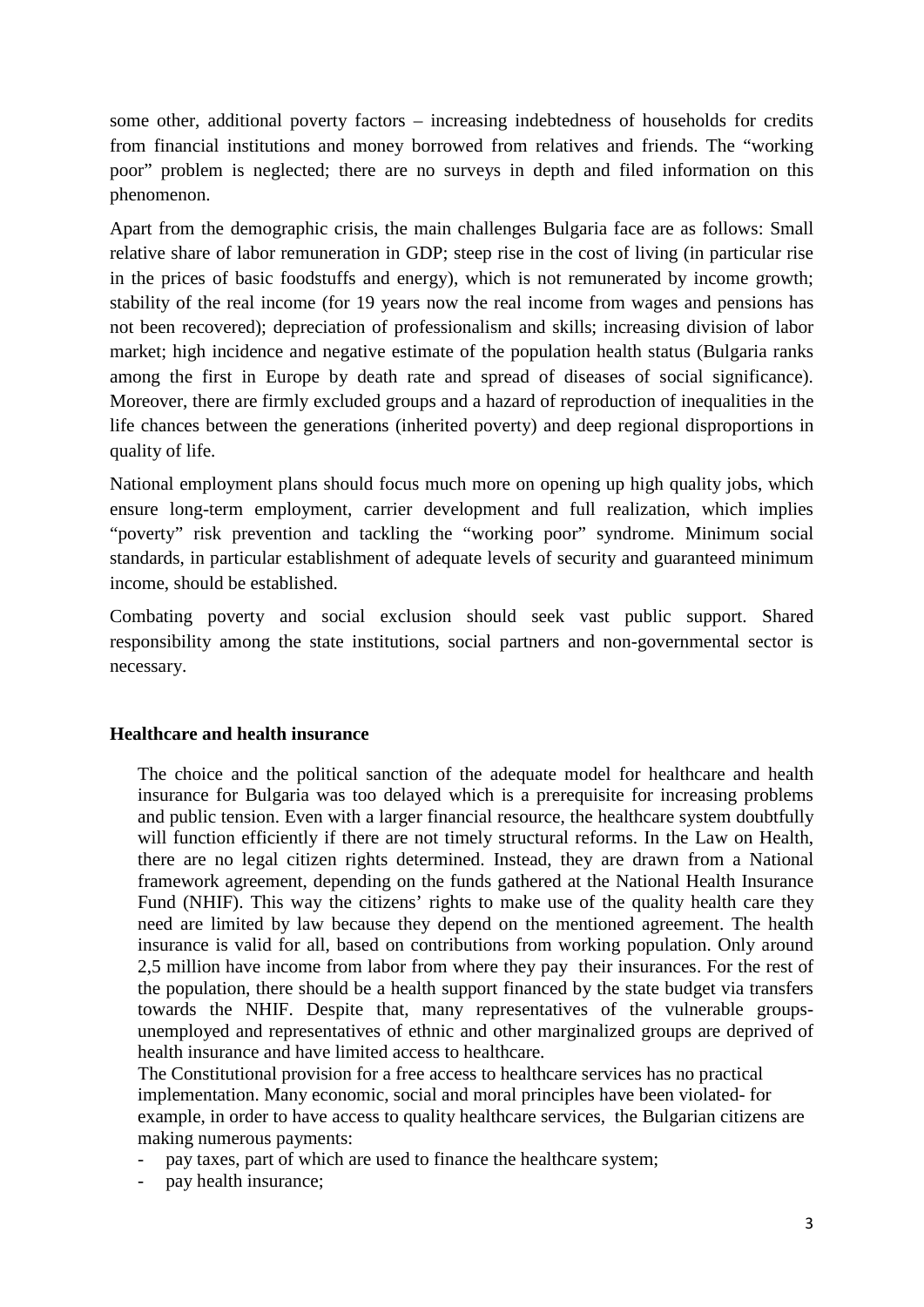some other, additional poverty factors – increasing indebtedness of households for credits from financial institutions and money borrowed from relatives and friends. The "working poor" problem is neglected; there are no surveys in depth and filed information on this phenomenon.

Apart from the demographic crisis, the main challenges Bulgaria face are as follows: Small relative share of labor remuneration in GDP; steep rise in the cost of living (in particular rise in the prices of basic foodstuffs and energy), which is not remunerated by income growth; stability of the real income (for 19 years now the real income from wages and pensions has not been recovered); depreciation of professionalism and skills; increasing division of labor market; high incidence and negative estimate of the population health status (Bulgaria ranks among the first in Europe by death rate and spread of diseases of social significance). Moreover, there are firmly excluded groups and a hazard of reproduction of inequalities in the life chances between the generations (inherited poverty) and deep regional disproportions in quality of life.

National employment plans should focus much more on opening up high quality jobs, which ensure long-term employment, carrier development and full realization, which implies "poverty" risk prevention and tackling the "working poor" syndrome. Minimum social standards, in particular establishment of adequate levels of security and guaranteed minimum income, should be established.

Combating poverty and social exclusion should seek vast public support. Shared responsibility among the state institutions, social partners and non-governmental sector is necessary.

**Healthcare and health insurance**

The choice and the political sanction of the adequate model for healthcare and health insurance for Bulgaria was too delayed which is a prerequisite for increasing problems and public tension. Even with a larger financial resource, the healthcare system doubtfully will function efficiently if there are not timely structural reforms. In the Law on Health, there are no legal citizen rights determined. Instead, they are drawn from a National framework agreement, depending on the funds gathered at the National Health Insurance Fund (NHIF). This way the citizens' rights to make use of the quality health care they need are limited by law because they depend on the mentioned agreement. The health insurance is valid for all, based on contributions from working population. Only around 2,5 million have income from labor from where they pay their insurances. For the rest of the population, there should be a health support financed by the state budget via transfers towards the NHIF. Despite that, many representatives of the vulnerable groups- unemployed and representatives of ethnic and other marginalized groups are deprived of health insurance and have limited access to healthcare.

The Constitutional provision for a free access to healthcare services has no practical implementation. Many economic, social and moral principles have been violated- for example, in order to have access to quality healthcare services, the Bulgarian citizens are making numerous payments:

- pay taxes, part of which are used to finance the healthcare system;
- pay health insurance;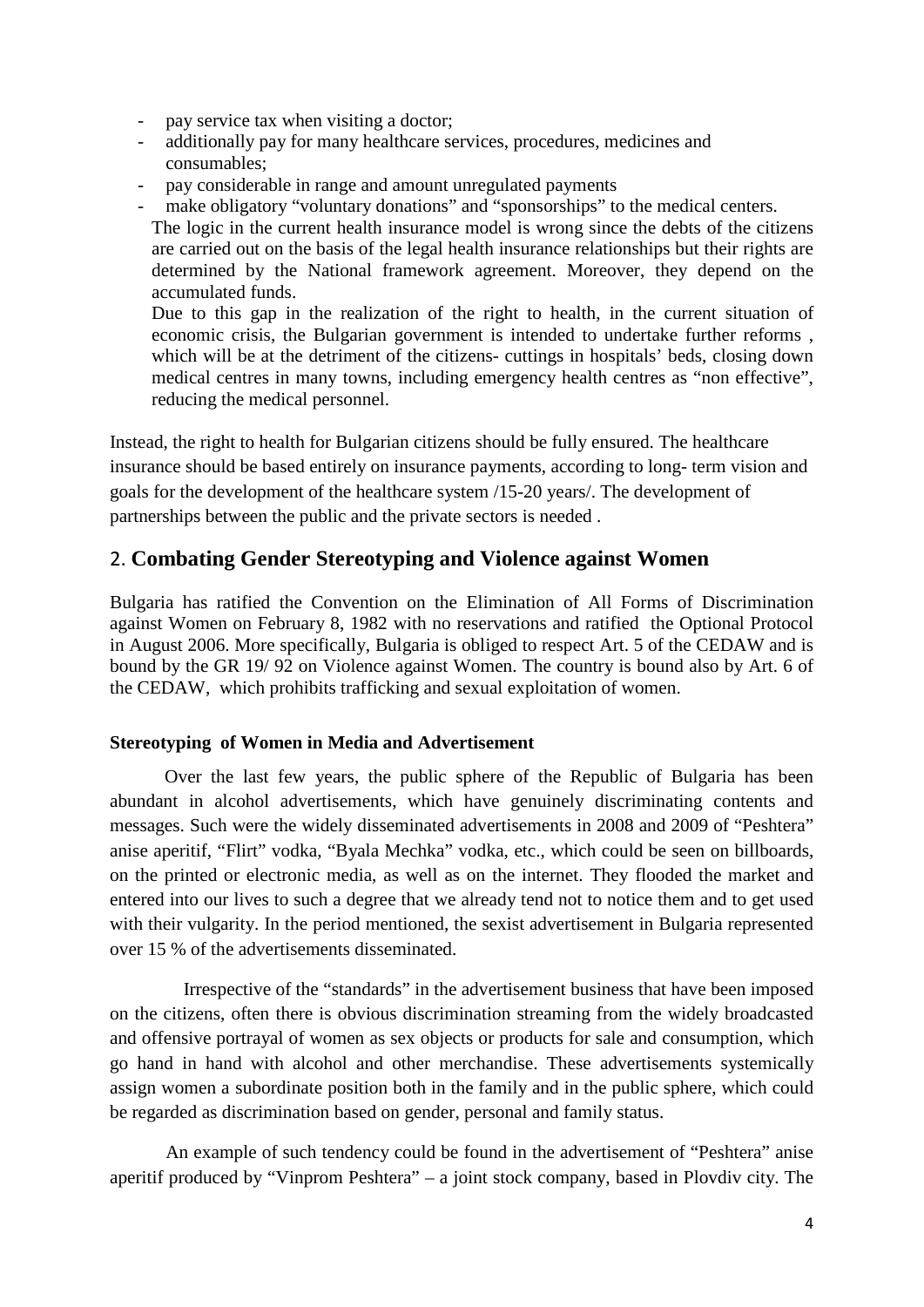- pay service tax when visiting a doctor;
- additionally pay for many healthcare services, procedures, medicines and consumables;
- pay considerable in range and amount unregulated payments
- make obligatory "voluntary donations" and "sponsorships" to the medical centers.

  The logic in the current health insurance model is wrong since the debts of the citizens are carried out on the basis of the legal health insurance relationships but their rights are determined by the National framework agreement. Moreover, they depend on the accumulated funds.

  Due to this gap in the realization of the right to health, in the current situation of economic crisis, the Bulgarian government is intended to undertake further reforms , which will be at the detriment of the citizens- cuttings in hospitals' beds, closing down medical centres in many towns, including emergency health centres as "non effective", reducing the medical personnel.

Instead, the right to health for Bulgarian citizens should be fully ensured. The healthcare insurance should be based entirely on insurance payments, according to long- term vision and goals for the development of the healthcare system /15-20 years/. The development of partnerships between the public and the private sectors is needed .

## 2. Combating Gender Stereotyping and Violence against Women

Bulgaria has ratified the Convention on the Elimination of All Forms of Discrimination against Women on February 8, 1982 with no reservations and ratified the Optional Protocol in August 2006. More specifically, Bulgaria is obliged to respect Art. 5 of the CEDAW and is bound by the GR 19/ 92 on Violence against Women. The country is bound also by Art. 6 of the CEDAW, which prohibits trafficking and sexual exploitation of women.

### Stereotyping of Women in Media and Advertisement

Over the last few years, the public sphere of the Republic of Bulgaria has been abundant in alcohol advertisements, which have genuinely discriminating contents and messages. Such were the widely disseminated advertisements in 2008 and 2009 of "Peshtera" anise aperitif, "Flirt" vodka, "Byala Mechka" vodka, etc., which could be seen on billboards, on the printed or electronic media, as well as on the internet. They flooded the market and entered into our lives to such a degree that we already tend not to notice them and to get used with their vulgarity. In the period mentioned, the sexist advertisement in Bulgaria represented over 15 % of the advertisements disseminated.

Irrespective of the "standards" in the advertisement business that have been imposed on the citizens, often there is obvious discrimination streaming from the widely broadcasted and offensive portrayal of women as sex objects or products for sale and consumption, which go hand in hand with alcohol and other merchandise. These advertisements systemically assign women a subordinate position both in the family and in the public sphere, which could be regarded as discrimination based on gender, personal and family status.

An example of such tendency could be found in the advertisement of "Peshtera" anise aperitif produced by "Vinprom Peshtera" – a joint stock company, based in Plovdiv city. The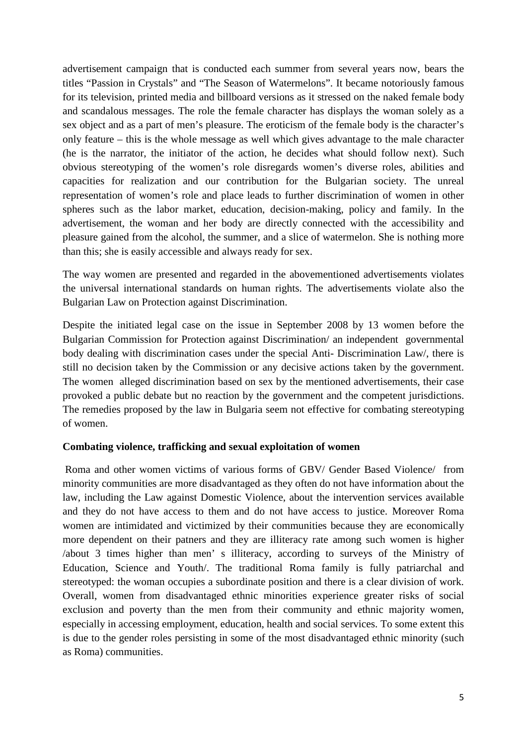advertisement campaign that is conducted each summer from several years now, bears the titles “Passion in Crystals” and “The Season of Watermelons”. It became notoriously famous for its television, printed media and billboard versions as it stressed on the naked female body and scandalous messages. The role the female character has displays the woman solely as a sex object and as a part of men’s pleasure. The eroticism of the female body is the character’s only feature – this is the whole message as well which gives advantage to the male character (he is the narrator, the initiator of the action, he decides what should follow next). Such obvious stereotyping of the women’s role disregards women’s diverse roles, abilities and capacities for realization and our contribution for the Bulgarian society. The unreal representation of women’s role and place leads to further discrimination of women in other spheres such as the labor market, education, decision-making, policy and family. In the advertisement, the woman and her body are directly connected with the accessibility and pleasure gained from the alcohol, the summer, and a slice of watermelon. She is nothing more than this; she is easily accessible and always ready for sex.

The way women are presented and regarded in the abovementioned advertisements violates the universal international standards on human rights. The advertisements violate also the Bulgarian Law on Protection against Discrimination.

Despite the initiated legal case on the issue in September 2008 by 13 women before the Bulgarian Commission for Protection against Discrimination/ an independent governmental body dealing with discrimination cases under the special Anti- Discrimination Law/, there is still no decision taken by the Commission or any decisive actions taken by the government. The women alleged discrimination based on sex by the mentioned advertisements, their case provoked a public debate but no reaction by the government and the competent jurisdictions. The remedies proposed by the law in Bulgaria seem not effective for combating stereotyping of women.

**Combating violence, trafficking and sexual exploitation of women**

Roma and other women victims of various forms of GBV/ Gender Based Violence/ from minority communities are more disadvantaged as they often do not have information about the law, including the Law against Domestic Violence, about the intervention services available and they do not have access to them and do not have access to justice. Moreover Roma women are intimidated and victimized by their communities because they are economically more dependent on their patners and they are illiteracy rate among such women is higher /about 3 times higher than men’ s illiteracy, according to surveys of the Ministry of Education, Science and Youth/. The traditional Roma family is fully patriarchal and stereotyped: the woman occupies a subordinate position and there is a clear division of work. Overall, women from disadvantaged ethnic minorities experience greater risks of social exclusion and poverty than the men from their community and ethnic majority women, especially in accessing employment, education, health and social services. To some extent this is due to the gender roles persisting in some of the most disadvantaged ethnic minority (such as Roma) communities.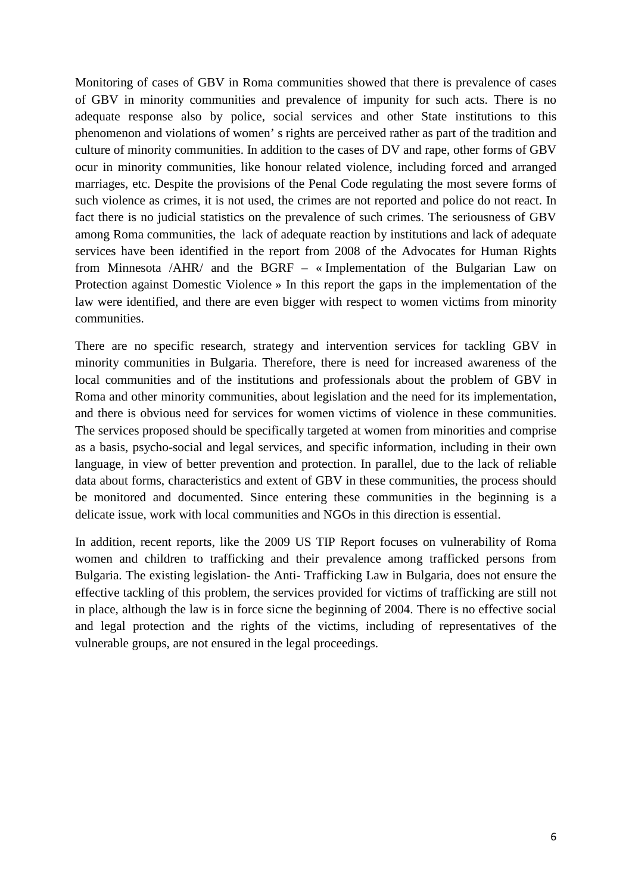Monitoring of cases of GBV in Roma communities showed that there is prevalence of cases of GBV in minority communities and prevalence of impunity for such acts. There is no adequate response also by police, social services and other State institutions to this phenomenon and violations of women' s rights are perceived rather as part of the tradition and culture of minority communities. In addition to the cases of DV and rape, other forms of GBV ocur in minority communities, like honour related violence, including forced and arranged marriages, etc. Despite the provisions of the Penal Code regulating the most severe forms of such violence as crimes, it is not used, the crimes are not reported and police do not react. In fact there is no judicial statistics on the prevalence of such crimes. The seriousness of GBV among Roma communities, the lack of adequate reaction by institutions and lack of adequate services have been identified in the report from 2008 of the Advocates for Human Rights from Minnesota /AHR/ and the BGRF – « Implementation of the Bulgarian Law on Protection against Domestic Violence » In this report the gaps in the implementation of the law were identified, and there are even bigger with respect to women victims from minority communities.

There are no specific research, strategy and intervention services for tackling GBV in minority communities in Bulgaria. Therefore, there is need for increased awareness of the local communities and of the institutions and professionals about the problem of GBV in Roma and other minority communities, about legislation and the need for its implementation, and there is obvious need for services for women victims of violence in these communities. The services proposed should be specifically targeted at women from minorities and comprise as a basis, psycho-social and legal services, and specific information, including in their own language, in view of better prevention and protection. In parallel, due to the lack of reliable data about forms, characteristics and extent of GBV in these communities, the process should be monitored and documented. Since entering these communities in the beginning is a delicate issue, work with local communities and NGOs in this direction is essential.

In addition, recent reports, like the 2009 US TIP Report focuses on vulnerability of Roma women and children to trafficking and their prevalence among trafficked persons from Bulgaria. The existing legislation- the Anti- Trafficking Law in Bulgaria, does not ensure the effective tackling of this problem, the services provided for victims of trafficking are still not in place, although the law is in force sicne the beginning of 2004. There is no effective social and legal protection and the rights of the victims, including of representatives of the vulnerable groups, are not ensured in the legal proceedings.